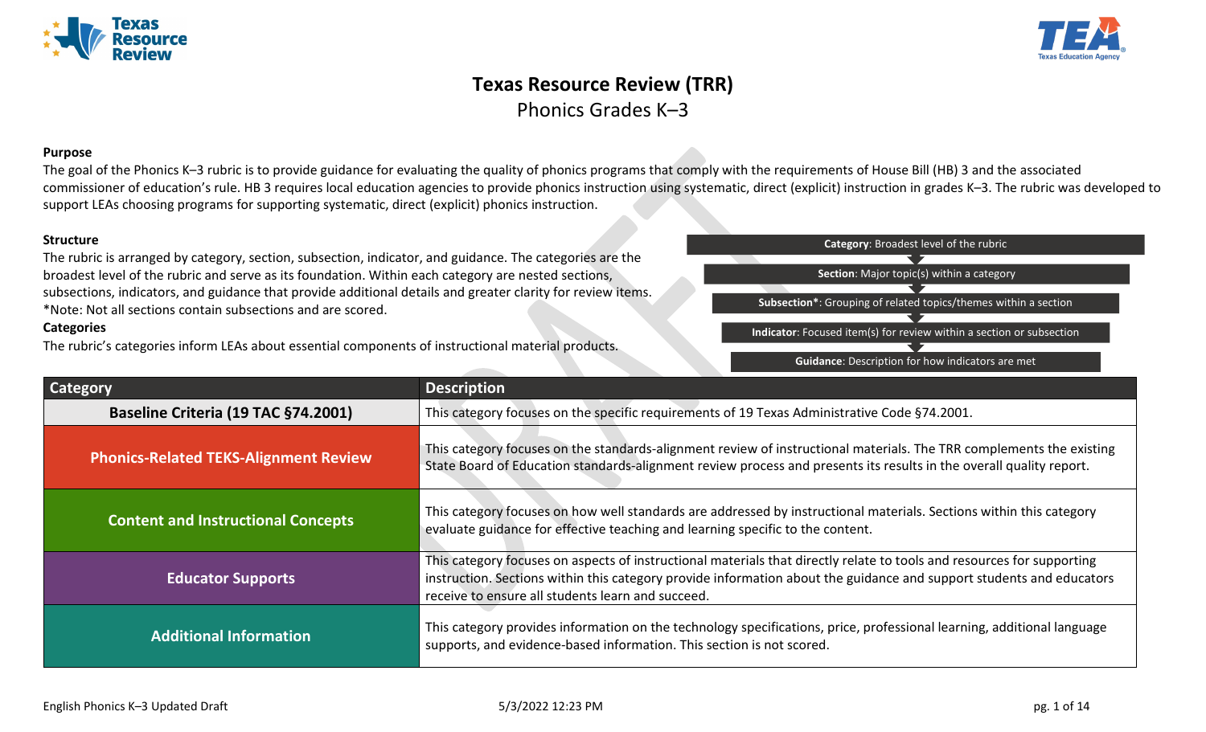# Texas Resource Review (TRR)

## Phonics Grades K–3

**Purpose**

The goal of the Phonics K–3 rubric is to provide guidance for evaluating the quality of phonics programs that comply with the requirements of House Bill (HB) 3 and the associated commissioner of education's rule. HB 3 requires local education agencies to provide phonics instruction using systematic, direct (explicit) instruction in grades K–3. The rubric was developed to support LEAs choosing programs for supporting systematic, direct (explicit) phonics instruction.

**Structure**

The rubric is arranged by category, section, subsection, indicator, and guidance. The categories are the broadest level of the rubric and serve as its foundation. Within each category are nested sections, subsections, indicators, and guidance that provide additional details and greater clarity for review items.
*Note: Not all sections contain subsections and are scored.

- **Category**: Broadest level of the rubric
- **Section**: Major topic(s) within a category
- **Subsection***: Grouping of related topics/themes within a section
- **Indicator**: Focused item(s) for review within a section or subsection
- **Guidance**: Description for how indicators are met

**Categories**

The rubric's categories inform LEAs about essential components of instructional material products.

| Category | Description |
| --- | --- |
| **Baseline Criteria (19 TAC §74.2001)** | This category focuses on the specific requirements of 19 Texas Administrative Code §74.2001. |
| **Phonics-Related TEKS-Alignment Review** | This category focuses on the standards-alignment review of instructional materials. The TRR complements the existing State Board of Education standards-alignment review process and presents its results in the overall quality report. |
| **Content and Instructional Concepts** | This category focuses on how well standards are addressed by instructional materials. Sections within this category evaluate guidance for effective teaching and learning specific to the content. |
| **Educator Supports** | This category focuses on aspects of instructional materials that directly relate to tools and resources for supporting instruction. Sections within this category provide information about the guidance and support students and educators receive to ensure all students learn and succeed. |
| **Additional Information** | This category provides information on the technology specifications, price, professional learning, additional language supports, and evidence-based information. This section is not scored. |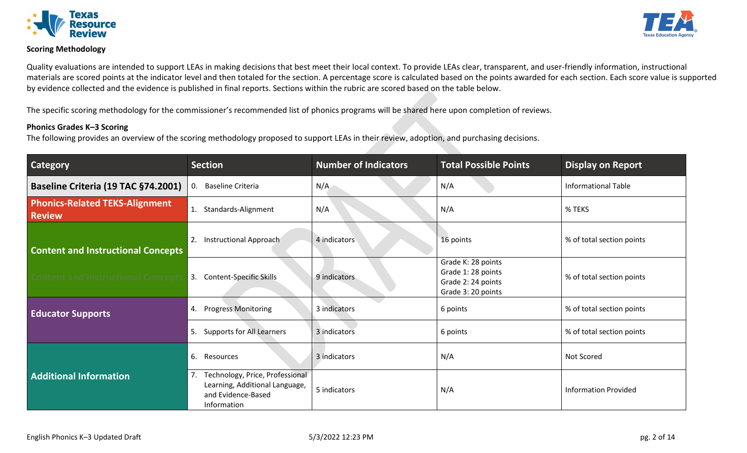### Scoring Methodology

Quality evaluations are intended to support LEAs in making decisions that best meet their local context. To provide LEAs clear, transparent, and user-friendly information, instructional materials are scored points at the indicator level and then totaled for the section. A percentage score is calculated based on the points awarded for each section. Each score value is supported by evidence collected and the evidence is published in final reports. Sections within the rubric are scored based on the table below.

The specific scoring methodology for the commissioner's recommended list of phonics programs will be shared here upon completion of reviews.

**Phonics Grades K–3 Scoring**

The following provides an overview of the scoring methodology proposed to support LEAs in their review, adoption, and purchasing decisions.

| Category | Section | Number of Indicators | Total Possible Points | Display on Report |
|---|---|---|---|---|
| **Baseline Criteria (19 TAC §74.2001)** | 0. Baseline Criteria | N/A | N/A | Informational Table |
| **Phonics-Related TEKS-Alignment Review** | 1. Standards-Alignment | N/A | N/A | % TEKS |
| **Content and Instructional Concepts** | 2. Instructional Approach | 4 indicators | 16 points | % of total section points |
| **Content and Instructional Concepts** | 3. Content-Specific Skills | 9 indicators | Grade K: 28 points<br>Grade 1: 28 points<br>Grade 2: 24 points<br>Grade 3: 20 points | % of total section points |
| **Educator Supports** | 4. Progress Monitoring | 3 indicators | 6 points | % of total section points |
| **Educator Supports** | 5. Supports for All Learners | 3 indicators | 6 points | % of total section points |
| **Additional Information** | 6. Resources | 3 indicators | N/A | Not Scored |
| **Additional Information** | 7. Technology, Price, Professional Learning, Additional Language, and Evidence-Based Information | 5 indicators | N/A | Information Provided |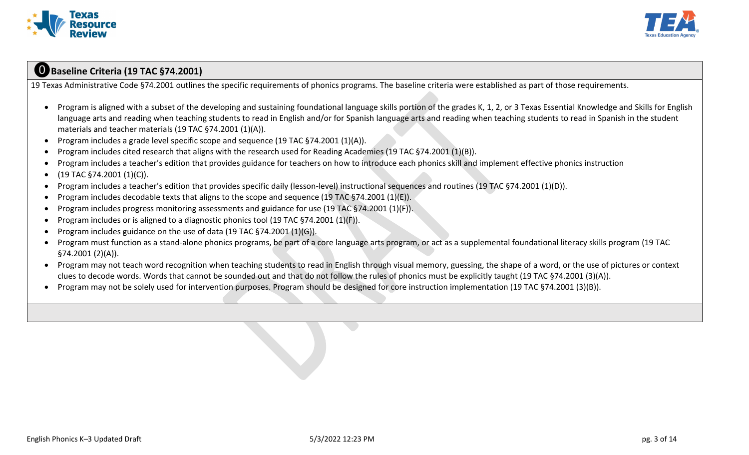## ⓿ Baseline Criteria (19 TAC §74.2001)

19 Texas Administrative Code §74.2001 outlines the specific requirements of phonics programs. The baseline criteria were established as part of those requirements.

- Program is aligned with a subset of the developing and sustaining foundational language skills portion of the grades K, 1, 2, or 3 Texas Essential Knowledge and Skills for English language arts and reading when teaching students to read in English and/or for Spanish language arts and reading when teaching students to read in Spanish in the student materials and teacher materials (19 TAC §74.2001 (1)(A)).
- Program includes a grade level specific scope and sequence (19 TAC §74.2001 (1)(A)).
- Program includes cited research that aligns with the research used for Reading Academies (19 TAC §74.2001 (1)(B)).
- Program includes a teacher's edition that provides guidance for teachers on how to introduce each phonics skill and implement effective phonics instruction
- (19 TAC §74.2001 (1)(C)).
- Program includes a teacher's edition that provides specific daily (lesson-level) instructional sequences and routines (19 TAC §74.2001 (1)(D)).
- Program includes decodable texts that aligns to the scope and sequence (19 TAC §74.2001 (1)(E)).
- Program includes progress monitoring assessments and guidance for use (19 TAC §74.2001 (1)(F)).
- Program includes or is aligned to a diagnostic phonics tool (19 TAC §74.2001 (1)(F)).
- Program includes guidance on the use of data (19 TAC §74.2001 (1)(G)).
- Program must function as a stand-alone phonics programs, be part of a core language arts program, or act as a supplemental foundational literacy skills program (19 TAC §74.2001 (2)(A)).
- Program may not teach word recognition when teaching students to read in English through visual memory, guessing, the shape of a word, or the use of pictures or context clues to decode words. Words that cannot be sounded out and that do not follow the rules of phonics must be explicitly taught (19 TAC §74.2001 (3)(A)).
- Program may not be solely used for intervention purposes. Program should be designed for core instruction implementation (19 TAC §74.2001 (3)(B)).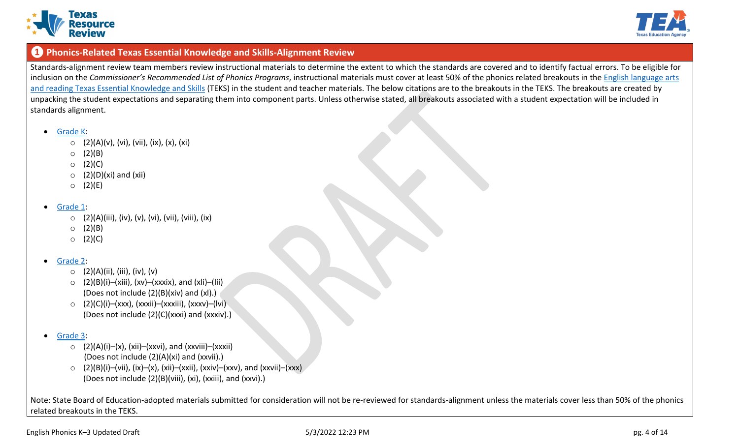## ❶ Phonics-Related Texas Essential Knowledge and Skills-Alignment Review

Standards-alignment review team members review instructional materials to determine the extent to which the standards are covered and to identify factual errors. To be eligible for inclusion on the *Commissioner's Recommended List of Phonics Programs*, instructional materials must cover at least 50% of the phonics related breakouts in the English language arts and reading Texas Essential Knowledge and Skills (TEKS) in the student and teacher materials. The below citations are to the breakouts in the TEKS. The breakouts are created by unpacking the student expectations and separating them into component parts. Unless otherwise stated, all breakouts associated with a student expectation will be included in standards alignment.

- Grade K:
  - (2)(A)(v), (vi), (vii), (ix), (x), (xi)
  - (2)(B)
  - (2)(C)
  - (2)(D)(xi) and (xii)
  - (2)(E)
- Grade 1:
  - (2)(A)(iii), (iv), (v), (vi), (vii), (viii), (ix)
  - (2)(B)
  - (2)(C)
- Grade 2:
  - (2)(A)(ii), (iii), (iv), (v)
  - (2)(B)(i)–(xiii), (xv)–(xxxix), and (xli)–(lii)
    (Does not include (2)(B)(xiv) and (xl).)
  - (2)(C)(i)–(xxx), (xxxii)–(xxxiii), (xxxv)–(lvi)
    (Does not include (2)(C)(xxxi) and (xxxiv).)
- Grade 3:
  - (2)(A)(i)–(x), (xii)–(xxvi), and (xxviii)–(xxxii)
    (Does not include (2)(A)(xi) and (xxvii).)
  - (2)(B)(i)–(vii), (ix)–(x), (xii)–(xxii), (xxiv)–(xxv), and (xxvii)–(xxx)
    (Does not include (2)(B)(viii), (xi), (xxiii), and (xxvi).)

Note: State Board of Education-adopted materials submitted for consideration will not be re-reviewed for standards-alignment unless the materials cover less than 50% of the phonics related breakouts in the TEKS.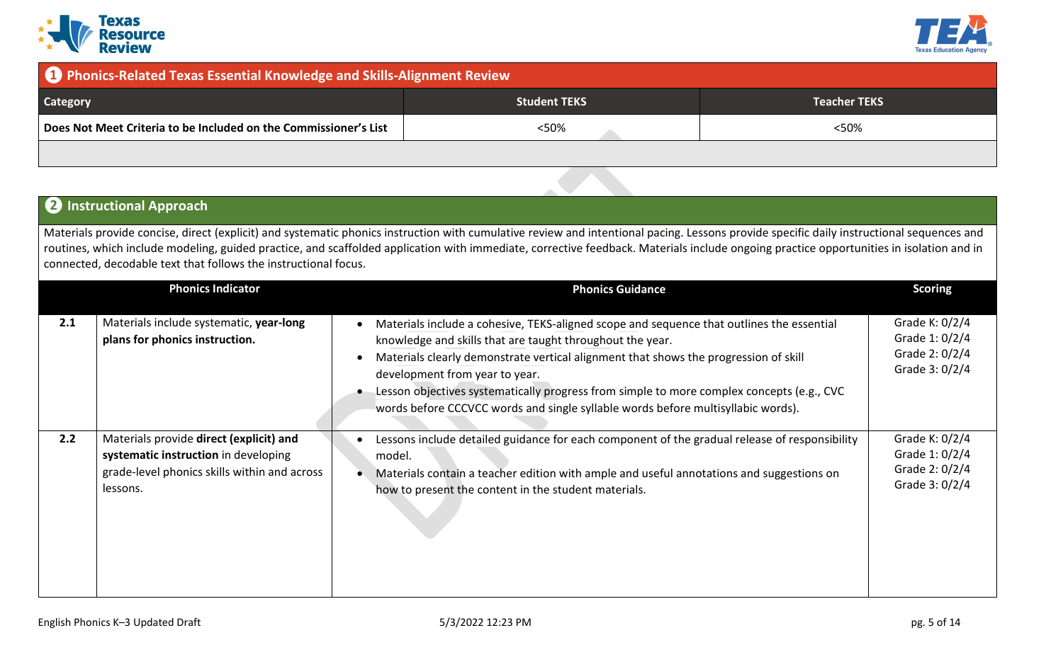## 1 Phonics-Related Texas Essential Knowledge and Skills-Alignment Review

| Category | Student TEKS | Teacher TEKS |
|---|---|---|
| Does Not Meet Criteria to be Included on the Commissioner's List | <50% | <50% |
| | | |

## 2 Instructional Approach

Materials provide concise, direct (explicit) and systematic phonics instruction with cumulative review and intentional pacing. Lessons provide specific daily instructional sequences and routines, which include modeling, guided practice, and scaffolded application with immediate, corrective feedback. Materials include ongoing practice opportunities in isolation and in connected, decodable text that follows the instructional focus.

| | Phonics Indicator | Phonics Guidance | Scoring |
|---|---|---|---|
| 2.1 | Materials include systematic, **year-long plans for phonics instruction.** | • Materials include a cohesive, TEKS-aligned scope and sequence that outlines the essential knowledge and skills that are taught throughout the year.<br>• Materials clearly demonstrate vertical alignment that shows the progression of skill development from year to year.<br>• Lesson objectives systematically progress from simple to more complex concepts (e.g., CVC words before CCCVCC words and single syllable words before multisyllabic words). | Grade K: 0/2/4<br>Grade 1: 0/2/4<br>Grade 2: 0/2/4<br>Grade 3: 0/2/4 |
| 2.2 | Materials provide **direct (explicit) and systematic instruction** in developing grade-level phonics skills within and across lessons. | • Lessons include detailed guidance for each component of the gradual release of responsibility model.<br>• Materials contain a teacher edition with ample and useful annotations and suggestions on how to present the content in the student materials. | Grade K: 0/2/4<br>Grade 1: 0/2/4<br>Grade 2: 0/2/4<br>Grade 3: 0/2/4 |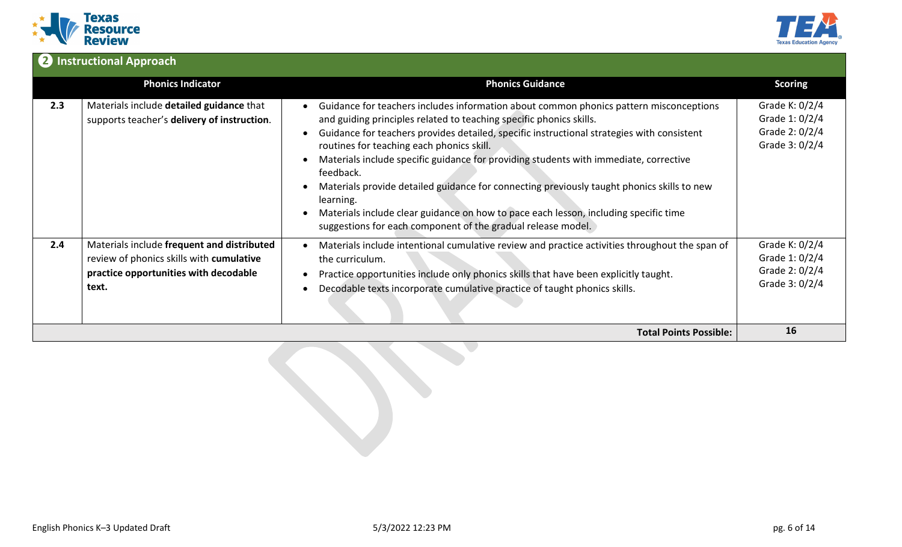## 2 Instructional Approach

| | Phonics Indicator | Phonics Guidance | Scoring |
|---|---|---|---|
| 2.3 | Materials include **detailed guidance** that supports teacher's **delivery of instruction**. | • Guidance for teachers includes information about common phonics pattern misconceptions and guiding principles related to teaching specific phonics skills.<br>• Guidance for teachers provides detailed, specific instructional strategies with consistent routines for teaching each phonics skill.<br>• Materials include specific guidance for providing students with immediate, corrective feedback.<br>• Materials provide detailed guidance for connecting previously taught phonics skills to new learning.<br>• Materials include clear guidance on how to pace each lesson, including specific time suggestions for each component of the gradual release model. | Grade K: 0/2/4<br>Grade 1: 0/2/4<br>Grade 2: 0/2/4<br>Grade 3: 0/2/4 |
| 2.4 | Materials include **frequent and distributed** review of phonics skills with **cumulative practice opportunities with decodable text.** | • Materials include intentional cumulative review and practice activities throughout the span of the curriculum.<br>• Practice opportunities include only phonics skills that have been explicitly taught.<br>• Decodable texts incorporate cumulative practice of taught phonics skills. | Grade K: 0/2/4<br>Grade 1: 0/2/4<br>Grade 2: 0/2/4<br>Grade 3: 0/2/4 |
| | | **Total Points Possible:** | **16** |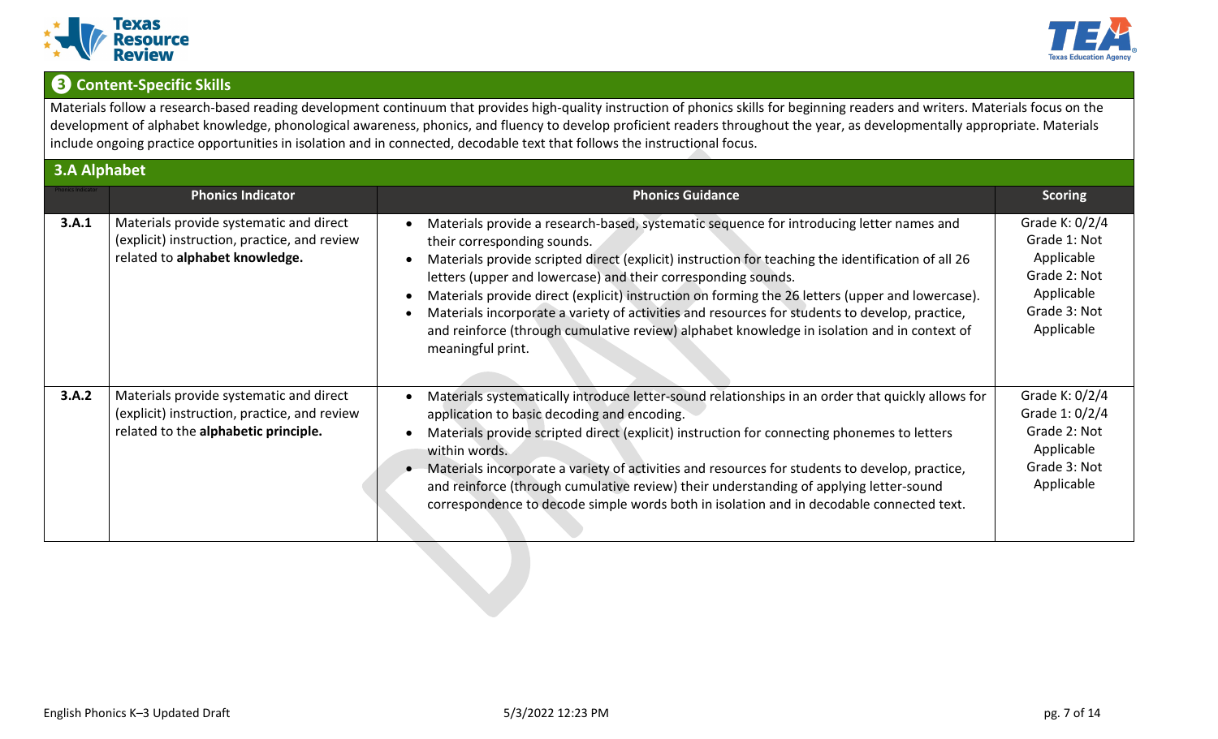## ❸ Content-Specific Skills

Materials follow a research-based reading development continuum that provides high-quality instruction of phonics skills for beginning readers and writers. Materials focus on the development of alphabet knowledge, phonological awareness, phonics, and fluency to develop proficient readers throughout the year, as developmentally appropriate. Materials include ongoing practice opportunities in isolation and in connected, decodable text that follows the instructional focus.

### 3.A Alphabet

| Phonics Indicator | Phonics Indicator | Phonics Guidance | Scoring |
|---|---|---|---|
| **3.A.1** | Materials provide systematic and direct (explicit) instruction, practice, and review related to **alphabet knowledge.** | • Materials provide a research-based, systematic sequence for introducing letter names and their corresponding sounds.<br>• Materials provide scripted direct (explicit) instruction for teaching the identification of all 26 letters (upper and lowercase) and their corresponding sounds.<br>• Materials provide direct (explicit) instruction on forming the 26 letters (upper and lowercase).<br>• Materials incorporate a variety of activities and resources for students to develop, practice, and reinforce (through cumulative review) alphabet knowledge in isolation and in context of meaningful print. | Grade K: 0/2/4<br>Grade 1: Not Applicable<br>Grade 2: Not Applicable<br>Grade 3: Not Applicable |
| **3.A.2** | Materials provide systematic and direct (explicit) instruction, practice, and review related to the **alphabetic principle.** | • Materials systematically introduce letter-sound relationships in an order that quickly allows for application to basic decoding and encoding.<br>• Materials provide scripted direct (explicit) instruction for connecting phonemes to letters within words.<br>• Materials incorporate a variety of activities and resources for students to develop, practice, and reinforce (through cumulative review) their understanding of applying letter-sound correspondence to decode simple words both in isolation and in decodable connected text. | Grade K: 0/2/4<br>Grade 1: 0/2/4<br>Grade 2: Not Applicable<br>Grade 3: Not Applicable |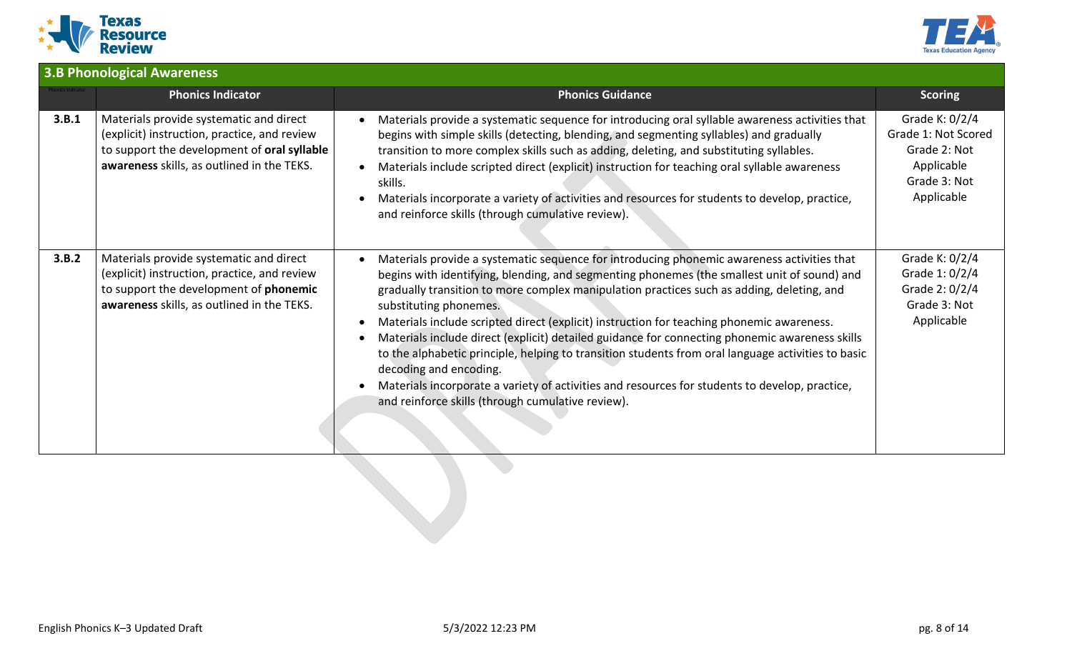## 3.B Phonological Awareness

| Phonics Indicator | Phonics Indicator | Phonics Guidance | Scoring |
|---|---|---|---|
| **3.B.1** | Materials provide systematic and direct (explicit) instruction, practice, and review to support the development of **oral syllable awareness** skills, as outlined in the TEKS. | • Materials provide a systematic sequence for introducing oral syllable awareness activities that begins with simple skills (detecting, blending, and segmenting syllables) and gradually transition to more complex skills such as adding, deleting, and substituting syllables.<br>• Materials include scripted direct (explicit) instruction for teaching oral syllable awareness skills.<br>• Materials incorporate a variety of activities and resources for students to develop, practice, and reinforce skills (through cumulative review). | Grade K: 0/2/4<br>Grade 1: Not Scored<br>Grade 2: Not Applicable<br>Grade 3: Not Applicable |
| **3.B.2** | Materials provide systematic and direct (explicit) instruction, practice, and review to support the development of **phonemic awareness** skills, as outlined in the TEKS. | • Materials provide a systematic sequence for introducing phonemic awareness activities that begins with identifying, blending, and segmenting phonemes (the smallest unit of sound) and gradually transition to more complex manipulation practices such as adding, deleting, and substituting phonemes.<br>• Materials include scripted direct (explicit) instruction for teaching phonemic awareness.<br>• Materials include direct (explicit) detailed guidance for connecting phonemic awareness skills to the alphabetic principle, helping to transition students from oral language activities to basic decoding and encoding.<br>• Materials incorporate a variety of activities and resources for students to develop, practice, and reinforce skills (through cumulative review). | Grade K: 0/2/4<br>Grade 1: 0/2/4<br>Grade 2: 0/2/4<br>Grade 3: Not Applicable |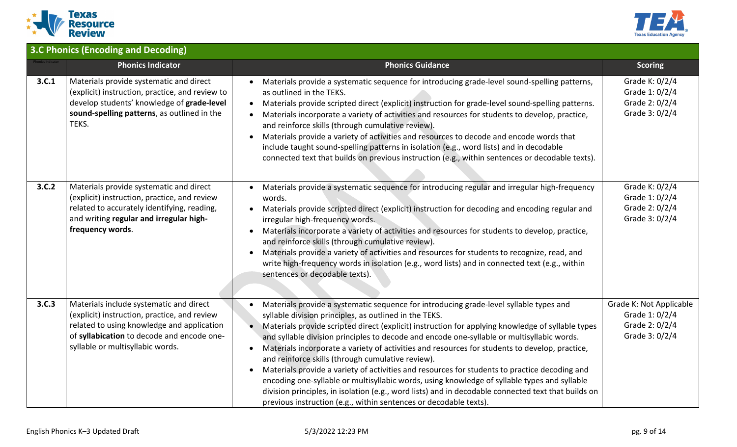## 3.C Phonics (Encoding and Decoding)

| Phonics Indicator | Phonics Indicator | Phonics Guidance | Scoring |
|---|---|---|---|
| **3.C.1** | Materials provide systematic and direct (explicit) instruction, practice, and review to develop students' knowledge of **grade-level sound-spelling patterns**, as outlined in the TEKS. | • Materials provide a systematic sequence for introducing grade-level sound-spelling patterns, as outlined in the TEKS.<br>• Materials provide scripted direct (explicit) instruction for grade-level sound-spelling patterns.<br>• Materials incorporate a variety of activities and resources for students to develop, practice, and reinforce skills (through cumulative review).<br>• Materials provide a variety of activities and resources to decode and encode words that include taught sound-spelling patterns in isolation (e.g., word lists) and in decodable connected text that builds on previous instruction (e.g., within sentences or decodable texts). | Grade K: 0/2/4<br>Grade 1: 0/2/4<br>Grade 2: 0/2/4<br>Grade 3: 0/2/4 |
| **3.C.2** | Materials provide systematic and direct (explicit) instruction, practice, and review related to accurately identifying, reading, and writing **regular and irregular high-frequency words**. | • Materials provide a systematic sequence for introducing regular and irregular high-frequency words.<br>• Materials provide scripted direct (explicit) instruction for decoding and encoding regular and irregular high-frequency words.<br>• Materials incorporate a variety of activities and resources for students to develop, practice, and reinforce skills (through cumulative review).<br>• Materials provide a variety of activities and resources for students to recognize, read, and write high-frequency words in isolation (e.g., word lists) and in connected text (e.g., within sentences or decodable texts). | Grade K: 0/2/4<br>Grade 1: 0/2/4<br>Grade 2: 0/2/4<br>Grade 3: 0/2/4 |
| **3.C.3** | Materials include systematic and direct (explicit) instruction, practice, and review related to using knowledge and application of **syllabication** to decode and encode one-syllable or multisyllabic words. | • Materials provide a systematic sequence for introducing grade-level syllable types and syllable division principles, as outlined in the TEKS.<br>• Materials provide scripted direct (explicit) instruction for applying knowledge of syllable types and syllable division principles to decode and encode one-syllable or multisyllabic words.<br>• Materials incorporate a variety of activities and resources for students to develop, practice, and reinforce skills (through cumulative review).<br>• Materials provide a variety of activities and resources for students to practice decoding and encoding one-syllable or multisyllabic words, using knowledge of syllable types and syllable division principles, in isolation (e.g., word lists) and in decodable connected text that builds on previous instruction (e.g., within sentences or decodable texts). | Grade K: Not Applicable<br>Grade 1: 0/2/4<br>Grade 2: 0/2/4<br>Grade 3: 0/2/4 |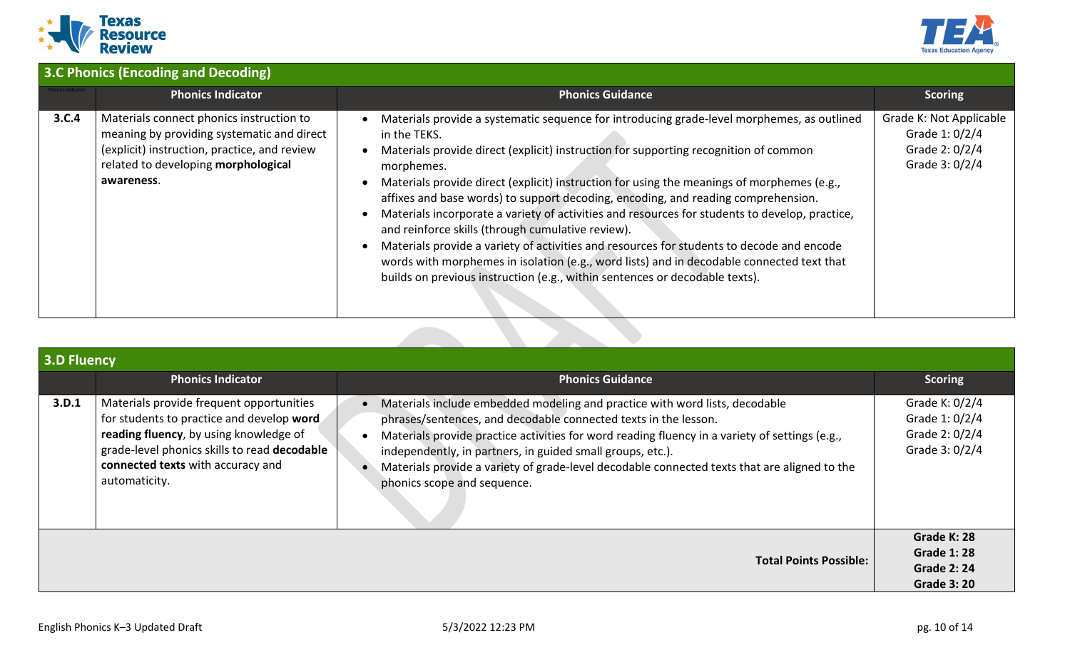## 3.C Phonics (Encoding and Decoding)

| Phonics Indicator | Phonics Indicator | Phonics Guidance | Scoring |
|---|---|---|---|
| **3.C.4** | Materials connect phonics instruction to meaning by providing systematic and direct (explicit) instruction, practice, and review related to developing **morphological awareness**. | • Materials provide a systematic sequence for introducing grade-level morphemes, as outlined in the TEKS.<br>• Materials provide direct (explicit) instruction for supporting recognition of common morphemes.<br>• Materials provide direct (explicit) instruction for using the meanings of morphemes (e.g., affixes and base words) to support decoding, encoding, and reading comprehension.<br>• Materials incorporate a variety of activities and resources for students to develop, practice, and reinforce skills (through cumulative review).<br>• Materials provide a variety of activities and resources for students to decode and encode words with morphemes in isolation (e.g., word lists) and in decodable connected text that builds on previous instruction (e.g., within sentences or decodable texts). | Grade K: Not Applicable<br>Grade 1: 0/2/4<br>Grade 2: 0/2/4<br>Grade 3: 0/2/4 |

## 3.D Fluency

| | Phonics Indicator | Phonics Guidance | Scoring |
|---|---|---|---|
| **3.D.1** | Materials provide frequent opportunities for students to practice and develop **word reading fluency**, by using knowledge of grade-level phonics skills to read **decodable connected texts** with accuracy and automaticity. | • Materials include embedded modeling and practice with word lists, decodable phrases/sentences, and decodable connected texts in the lesson.<br>• Materials provide practice activities for word reading fluency in a variety of settings (e.g., independently, in partners, in guided small groups, etc.).<br>• Materials provide a variety of grade-level decodable connected texts that are aligned to the phonics scope and sequence. | Grade K: 0/2/4<br>Grade 1: 0/2/4<br>Grade 2: 0/2/4<br>Grade 3: 0/2/4 |
| | | **Total Points Possible:** | **Grade K: 28**<br>**Grade 1: 28**<br>**Grade 2: 24**<br>**Grade 3: 20** |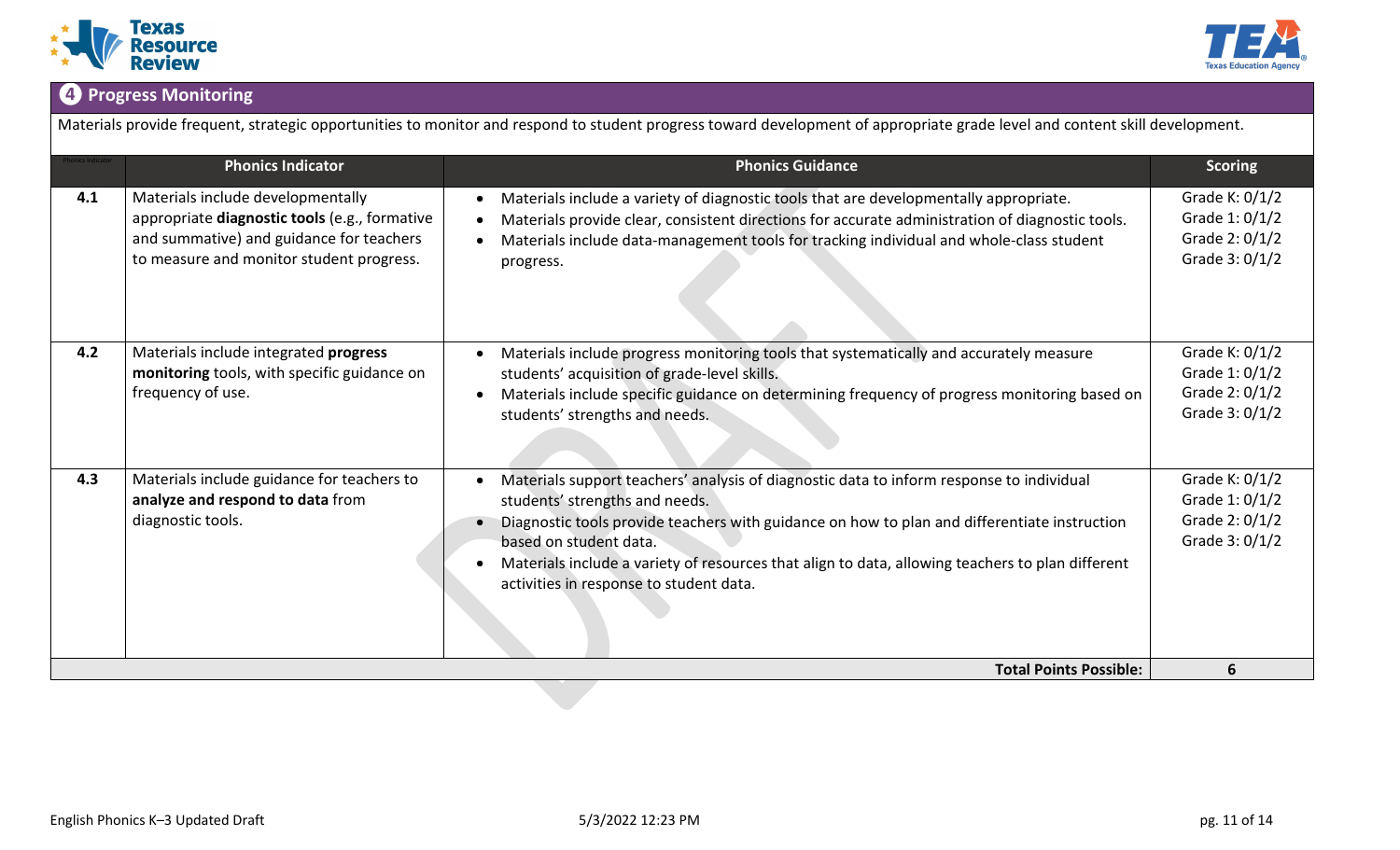## ❹ Progress Monitoring

Materials provide frequent, strategic opportunities to monitor and respond to student progress toward development of appropriate grade level and content skill development.

| Phonics Indicator | Phonics Indicator | Phonics Guidance | Scoring |
|---|---|---|---|
| **4.1** | Materials include developmentally appropriate **diagnostic tools** (e.g., formative and summative) and guidance for teachers to measure and monitor student progress. | • Materials include a variety of diagnostic tools that are developmentally appropriate.<br>• Materials provide clear, consistent directions for accurate administration of diagnostic tools.<br>• Materials include data-management tools for tracking individual and whole-class student progress. | Grade K: 0/1/2<br>Grade 1: 0/1/2<br>Grade 2: 0/1/2<br>Grade 3: 0/1/2 |
| **4.2** | Materials include integrated **progress monitoring** tools, with specific guidance on frequency of use. | • Materials include progress monitoring tools that systematically and accurately measure students' acquisition of grade-level skills.<br>• Materials include specific guidance on determining frequency of progress monitoring based on students' strengths and needs. | Grade K: 0/1/2<br>Grade 1: 0/1/2<br>Grade 2: 0/1/2<br>Grade 3: 0/1/2 |
| **4.3** | Materials include guidance for teachers to **analyze and respond to data** from diagnostic tools. | • Materials support teachers' analysis of diagnostic data to inform response to individual students' strengths and needs.<br>• Diagnostic tools provide teachers with guidance on how to plan and differentiate instruction based on student data.<br>• Materials include a variety of resources that align to data, allowing teachers to plan different activities in response to student data. | Grade K: 0/1/2<br>Grade 1: 0/1/2<br>Grade 2: 0/1/2<br>Grade 3: 0/1/2 |
| | | **Total Points Possible:** | **6** |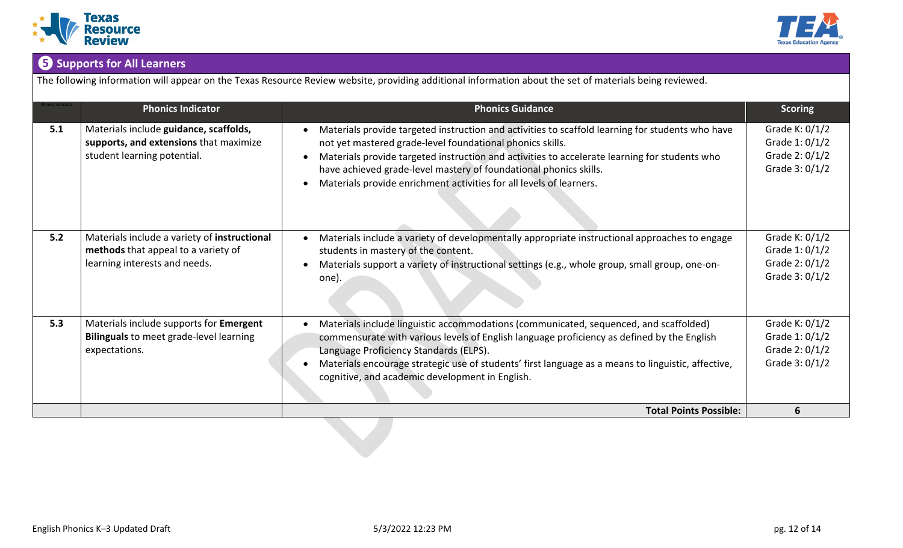## ❺ Supports for All Learners

The following information will appear on the Texas Resource Review website, providing additional information about the set of materials being reviewed.

| Phonics Indicator | Phonics Indicator | Phonics Guidance | Scoring |
|---|---|---|---|
| 5.1 | Materials include **guidance, scaffolds, supports, and extensions** that maximize student learning potential. | • Materials provide targeted instruction and activities to scaffold learning for students who have not yet mastered grade-level foundational phonics skills.<br>• Materials provide targeted instruction and activities to accelerate learning for students who have achieved grade-level mastery of foundational phonics skills.<br>• Materials provide enrichment activities for all levels of learners. | Grade K: 0/1/2<br>Grade 1: 0/1/2<br>Grade 2: 0/1/2<br>Grade 3: 0/1/2 |
| 5.2 | Materials include a variety of **instructional methods** that appeal to a variety of learning interests and needs. | • Materials include a variety of developmentally appropriate instructional approaches to engage students in mastery of the content.<br>• Materials support a variety of instructional settings (e.g., whole group, small group, one-on-one). | Grade K: 0/1/2<br>Grade 1: 0/1/2<br>Grade 2: 0/1/2<br>Grade 3: 0/1/2 |
| 5.3 | Materials include supports for **Emergent Bilinguals** to meet grade-level learning expectations. | • Materials include linguistic accommodations (communicated, sequenced, and scaffolded) commensurate with various levels of English language proficiency as defined by the English Language Proficiency Standards (ELPS).<br>• Materials encourage strategic use of students' first language as a means to linguistic, affective, cognitive, and academic development in English. | Grade K: 0/1/2<br>Grade 1: 0/1/2<br>Grade 2: 0/1/2<br>Grade 3: 0/1/2 |
| | | **Total Points Possible:** | **6** |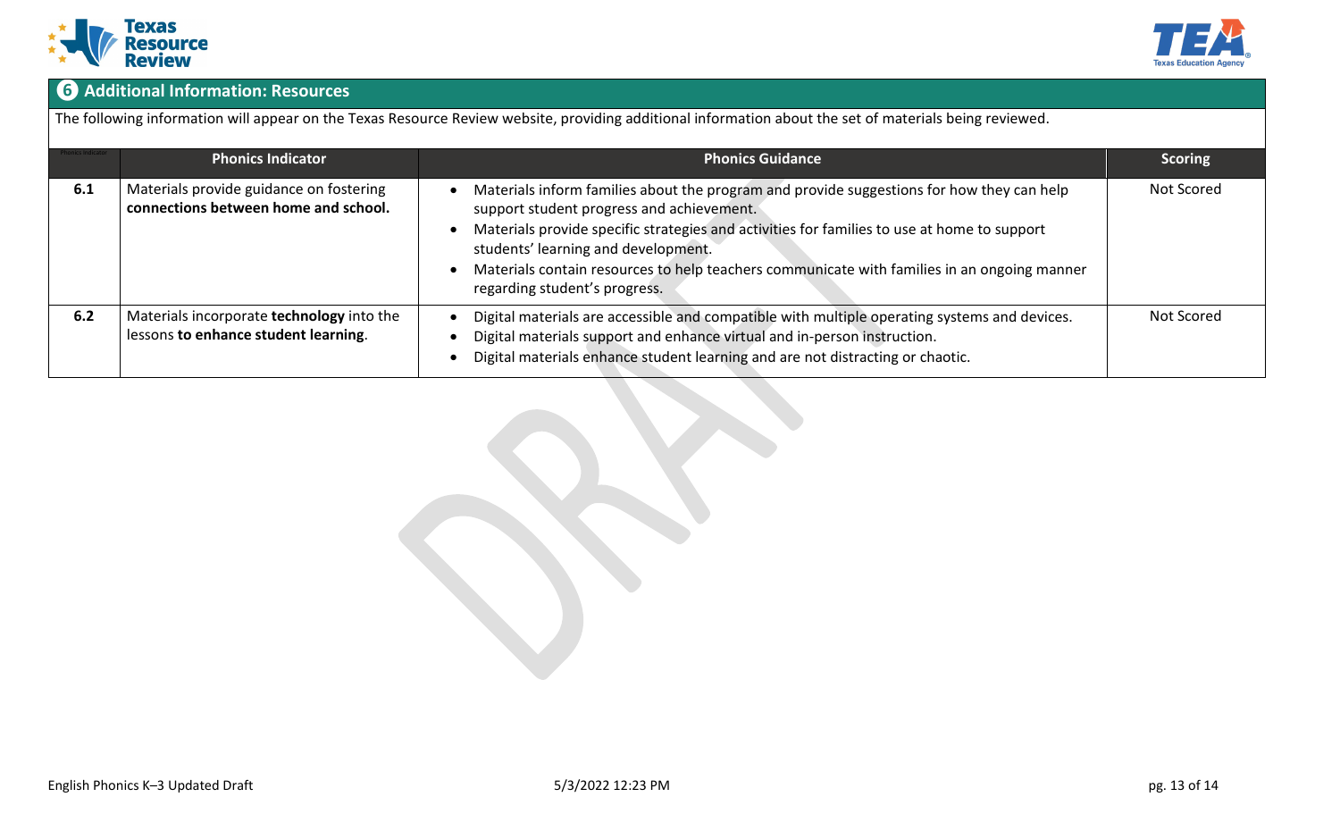## 6 Additional Information: Resources

The following information will appear on the Texas Resource Review website, providing additional information about the set of materials being reviewed.

| Phonics Indicator | Phonics Indicator | Phonics Guidance | Scoring |
|---|---|---|---|
| **6.1** | Materials provide guidance on fostering **connections between home and school.** | • Materials inform families about the program and provide suggestions for how they can help support student progress and achievement.<br>• Materials provide specific strategies and activities for families to use at home to support students' learning and development.<br>• Materials contain resources to help teachers communicate with families in an ongoing manner regarding student's progress. | Not Scored |
| **6.2** | Materials incorporate **technology** into the lessons **to enhance student learning**. | • Digital materials are accessible and compatible with multiple operating systems and devices.<br>• Digital materials support and enhance virtual and in-person instruction.<br>• Digital materials enhance student learning and are not distracting or chaotic. | Not Scored |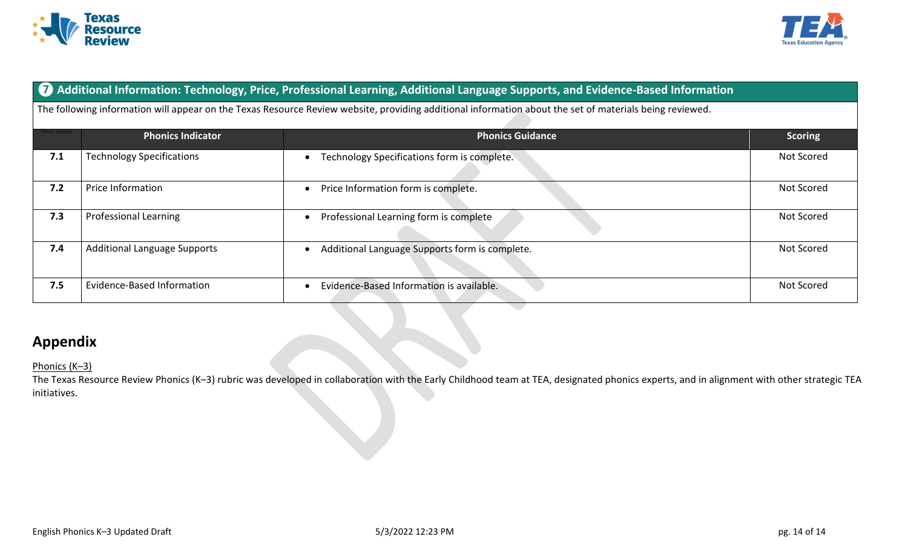## 7 Additional Information: Technology, Price, Professional Learning, Additional Language Supports, and Evidence-Based Information

The following information will appear on the Texas Resource Review website, providing additional information about the set of materials being reviewed.

| Phonics Indicator | Phonics Indicator | Phonics Guidance | Scoring |
|---|---|---|---|
| **7.1** | Technology Specifications | • Technology Specifications form is complete. | Not Scored |
| **7.2** | Price Information | • Price Information form is complete. | Not Scored |
| **7.3** | Professional Learning | • Professional Learning form is complete | Not Scored |
| **7.4** | Additional Language Supports | • Additional Language Supports form is complete. | Not Scored |
| **7.5** | Evidence-Based Information | • Evidence-Based Information is available. | Not Scored |

## Appendix

Phonics (K–3)

The Texas Resource Review Phonics (K–3) rubric was developed in collaboration with the Early Childhood team at TEA, designated phonics experts, and in alignment with other strategic TEA initiatives.